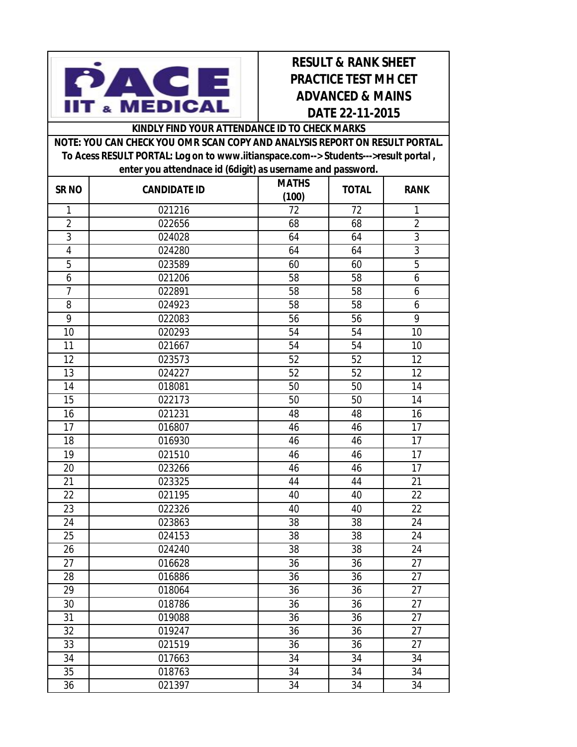**PACE IIT & MEDICAL**

# RESULT & RANK SHEET
## PRACTICE TEST MH CET ADVANCED & MAINS
## DATE 22-11-2015

**KINDLY FIND YOUR ATTENDANCE ID TO CHECK MARKS**

**NOTE: YOU CAN CHECK YOU OMR SCAN COPY AND ANALYSIS REPORT ON RESULT PORTAL. To Acess RESULT PORTAL: Log on to www.iitianspace.com--> Students--->result portal , enter you attendnace id (6digit) as username and password.**

| SR NO | CANDIDATE ID | MATHS (100) | TOTAL | RANK |
|---|---|---|---|---|
| 1 | 021216 | 72 | 72 | 1 |
| 2 | 022656 | 68 | 68 | 2 |
| 3 | 024028 | 64 | 64 | 3 |
| 4 | 024280 | 64 | 64 | 3 |
| 5 | 023589 | 60 | 60 | 5 |
| 6 | 021206 | 58 | 58 | 6 |
| 7 | 022891 | 58 | 58 | 6 |
| 8 | 024923 | 58 | 58 | 6 |
| 9 | 022083 | 56 | 56 | 9 |
| 10 | 020293 | 54 | 54 | 10 |
| 11 | 021667 | 54 | 54 | 10 |
| 12 | 023573 | 52 | 52 | 12 |
| 13 | 024227 | 52 | 52 | 12 |
| 14 | 018081 | 50 | 50 | 14 |
| 15 | 022173 | 50 | 50 | 14 |
| 16 | 021231 | 48 | 48 | 16 |
| 17 | 016807 | 46 | 46 | 17 |
| 18 | 016930 | 46 | 46 | 17 |
| 19 | 021510 | 46 | 46 | 17 |
| 20 | 023266 | 46 | 46 | 17 |
| 21 | 023325 | 44 | 44 | 21 |
| 22 | 021195 | 40 | 40 | 22 |
| 23 | 022326 | 40 | 40 | 22 |
| 24 | 023863 | 38 | 38 | 24 |
| 25 | 024153 | 38 | 38 | 24 |
| 26 | 024240 | 38 | 38 | 24 |
| 27 | 016628 | 36 | 36 | 27 |
| 28 | 016886 | 36 | 36 | 27 |
| 29 | 018064 | 36 | 36 | 27 |
| 30 | 018786 | 36 | 36 | 27 |
| 31 | 019088 | 36 | 36 | 27 |
| 32 | 019247 | 36 | 36 | 27 |
| 33 | 021519 | 36 | 36 | 27 |
| 34 | 017663 | 34 | 34 | 34 |
| 35 | 018763 | 34 | 34 | 34 |
| 36 | 021397 | 34 | 34 | 34 |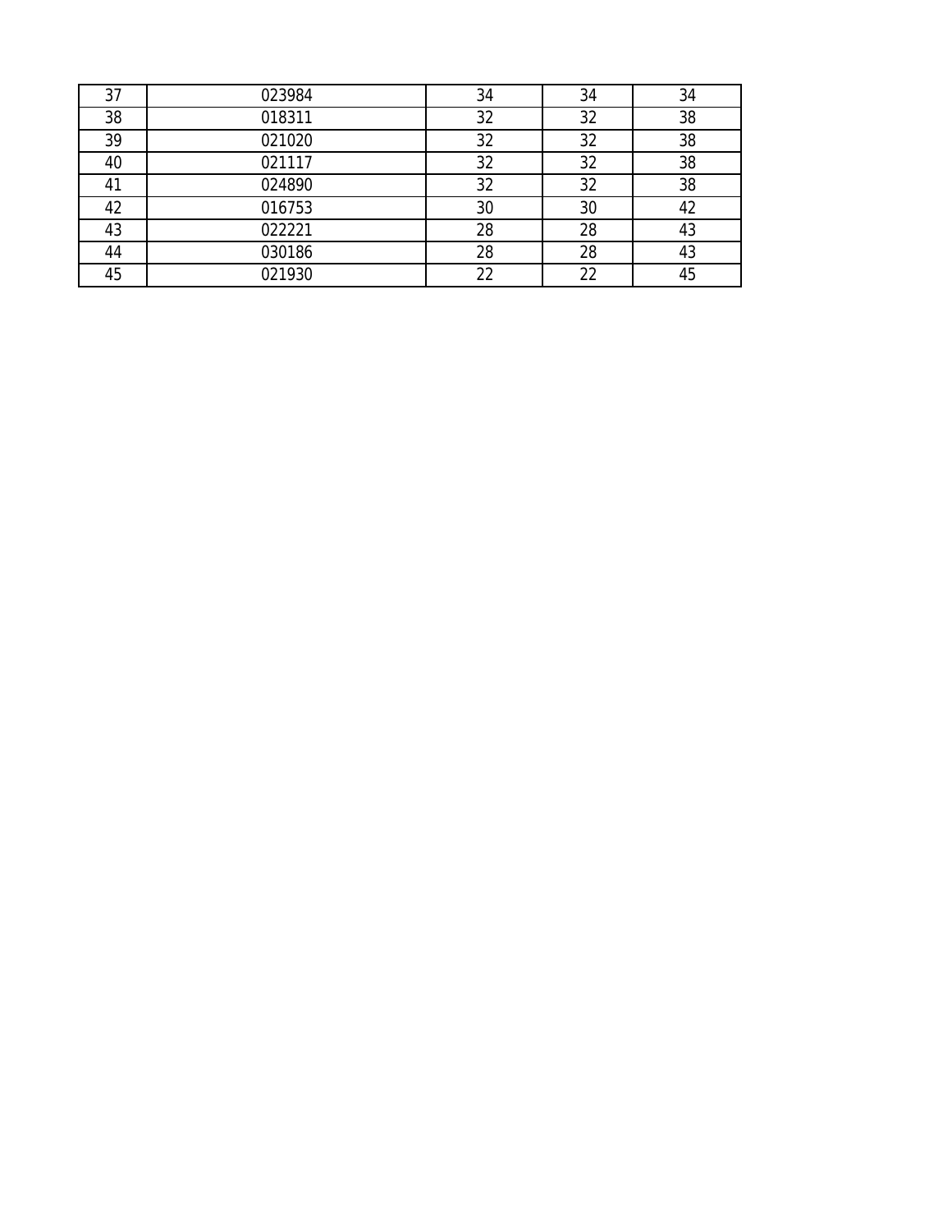| | | | | |
|---|---|---|---|---|
| 37 | 023984 | 34 | 34 | 34 |
| 38 | 018311 | 32 | 32 | 38 |
| 39 | 021020 | 32 | 32 | 38 |
| 40 | 021117 | 32 | 32 | 38 |
| 41 | 024890 | 32 | 32 | 38 |
| 42 | 016753 | 30 | 30 | 42 |
| 43 | 022221 | 28 | 28 | 43 |
| 44 | 030186 | 28 | 28 | 43 |
| 45 | 021930 | 22 | 22 | 45 |